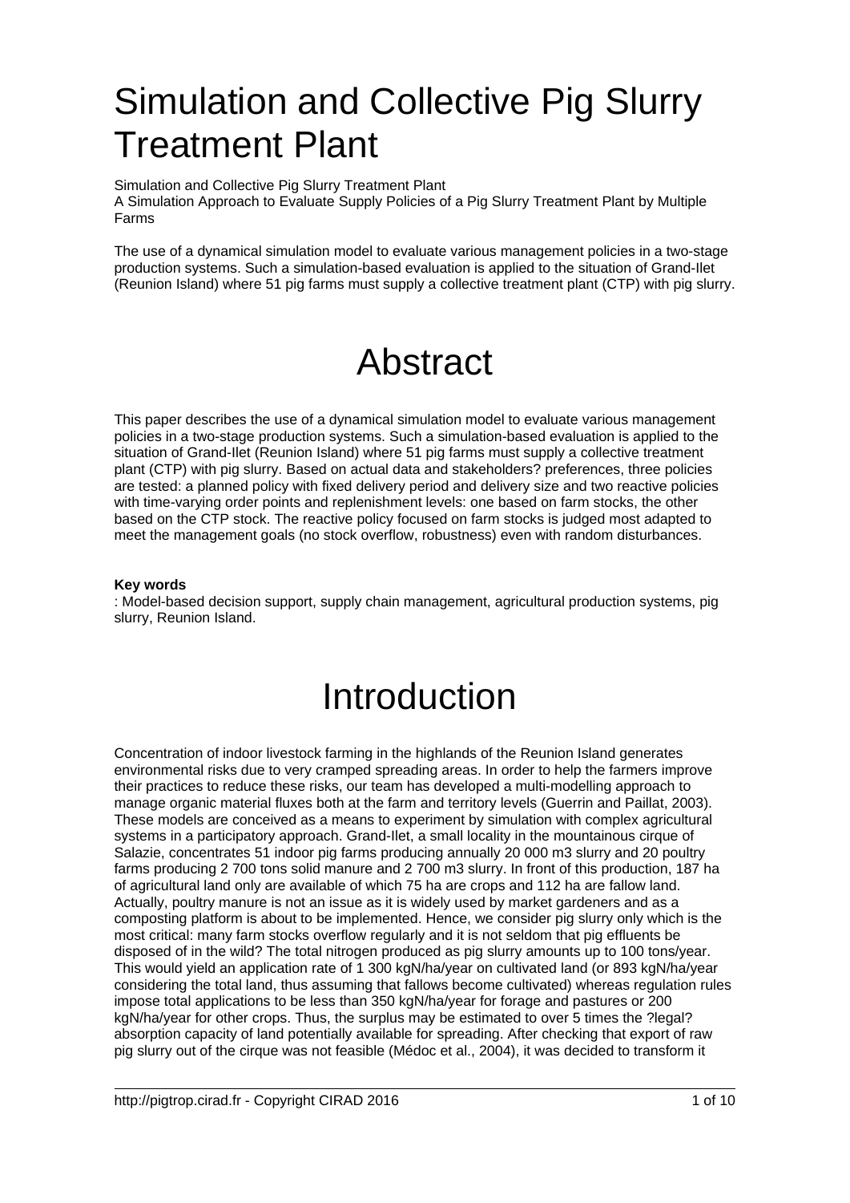# Simulation and Collective Pig Slurry Treatment Plant

Simulation and Collective Pig Slurry Treatment Plant
A Simulation Approach to Evaluate Supply Policies of a Pig Slurry Treatment Plant by Multiple Farms

The use of a dynamical simulation model to evaluate various management policies in a two-stage production systems. Such a simulation-based evaluation is applied to the situation of Grand-Ilet (Reunion Island) where 51 pig farms must supply a collective treatment plant (CTP) with pig slurry.

# Abstract

This paper describes the use of a dynamical simulation model to evaluate various management policies in a two-stage production systems. Such a simulation-based evaluation is applied to the situation of Grand-Ilet (Reunion Island) where 51 pig farms must supply a collective treatment plant (CTP) with pig slurry. Based on actual data and stakeholders? preferences, three policies are tested: a planned policy with fixed delivery period and delivery size and two reactive policies with time-varying order points and replenishment levels: one based on farm stocks, the other based on the CTP stock. The reactive policy focused on farm stocks is judged most adapted to meet the management goals (no stock overflow, robustness) even with random disturbances.

**Key words**
: Model-based decision support, supply chain management, agricultural production systems, pig slurry, Reunion Island.

# Introduction

Concentration of indoor livestock farming in the highlands of the Reunion Island generates environmental risks due to very cramped spreading areas. In order to help the farmers improve their practices to reduce these risks, our team has developed a multi-modelling approach to manage organic material fluxes both at the farm and territory levels (Guerrin and Paillat, 2003). These models are conceived as a means to experiment by simulation with complex agricultural systems in a participatory approach. Grand-Ilet, a small locality in the mountainous cirque of Salazie, concentrates 51 indoor pig farms producing annually 20 000 m3 slurry and 20 poultry farms producing 2 700 tons solid manure and 2 700 m3 slurry. In front of this production, 187 ha of agricultural land only are available of which 75 ha are crops and 112 ha are fallow land. Actually, poultry manure is not an issue as it is widely used by market gardeners and as a composting platform is about to be implemented. Hence, we consider pig slurry only which is the most critical: many farm stocks overflow regularly and it is not seldom that pig effluents be disposed of in the wild? The total nitrogen produced as pig slurry amounts up to 100 tons/year. This would yield an application rate of 1 300 kgN/ha/year on cultivated land (or 893 kgN/ha/year considering the total land, thus assuming that fallows become cultivated) whereas regulation rules impose total applications to be less than 350 kgN/ha/year for forage and pastures or 200 kgN/ha/year for other crops. Thus, the surplus may be estimated to over 5 times the ?legal? absorption capacity of land potentially available for spreading. After checking that export of raw pig slurry out of the cirque was not feasible (Médoc et al., 2004), it was decided to transform it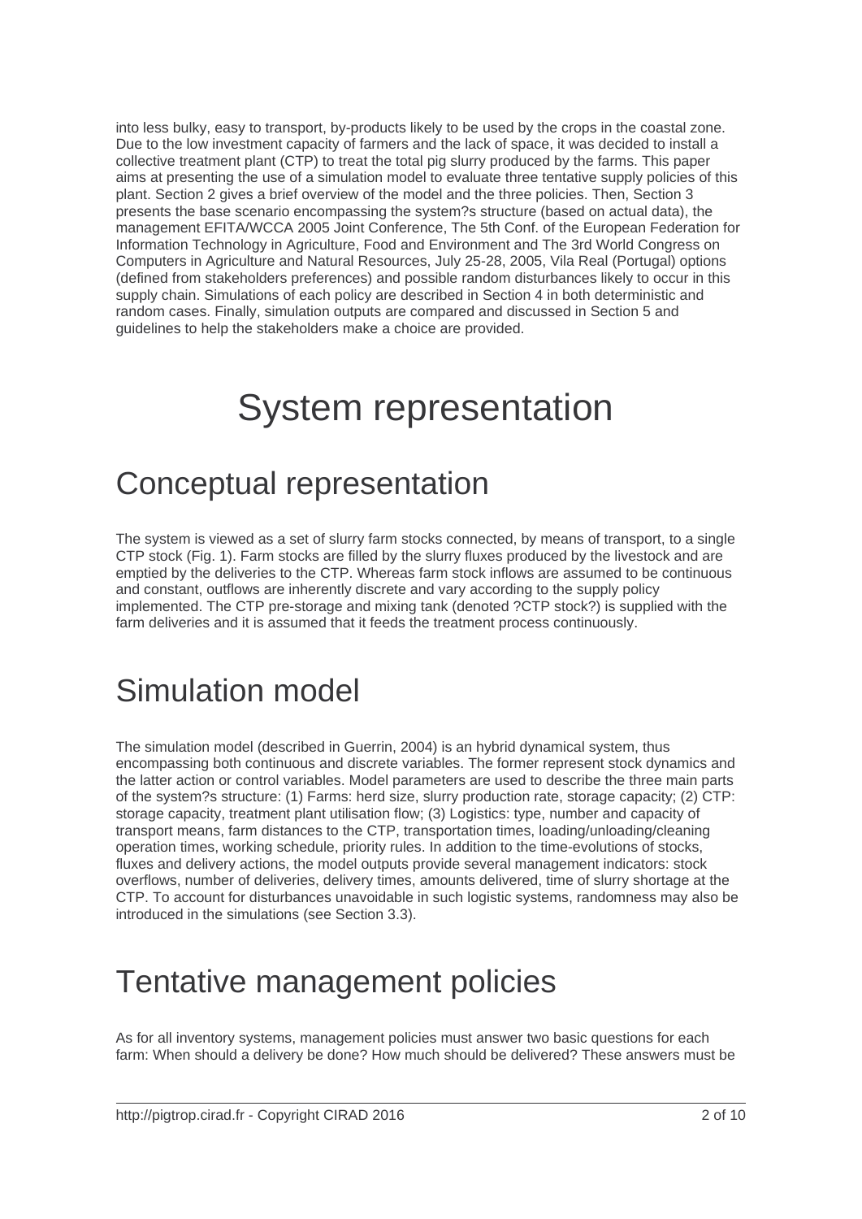into less bulky, easy to transport, by-products likely to be used by the crops in the coastal zone. Due to the low investment capacity of farmers and the lack of space, it was decided to install a collective treatment plant (CTP) to treat the total pig slurry produced by the farms. This paper aims at presenting the use of a simulation model to evaluate three tentative supply policies of this plant. Section 2 gives a brief overview of the model and the three policies. Then, Section 3 presents the base scenario encompassing the system?s structure (based on actual data), the management EFITA/WCCA 2005 Joint Conference, The 5th Conf. of the European Federation for Information Technology in Agriculture, Food and Environment and The 3rd World Congress on Computers in Agriculture and Natural Resources, July 25-28, 2005, Vila Real (Portugal) options (defined from stakeholders preferences) and possible random disturbances likely to occur in this supply chain. Simulations of each policy are described in Section 4 in both deterministic and random cases. Finally, simulation outputs are compared and discussed in Section 5 and guidelines to help the stakeholders make a choice are provided.

# System representation

## Conceptual representation

The system is viewed as a set of slurry farm stocks connected, by means of transport, to a single CTP stock (Fig. 1). Farm stocks are filled by the slurry fluxes produced by the livestock and are emptied by the deliveries to the CTP. Whereas farm stock inflows are assumed to be continuous and constant, outflows are inherently discrete and vary according to the supply policy implemented. The CTP pre-storage and mixing tank (denoted ?CTP stock?) is supplied with the farm deliveries and it is assumed that it feeds the treatment process continuously.

## Simulation model

The simulation model (described in Guerrin, 2004) is an hybrid dynamical system, thus encompassing both continuous and discrete variables. The former represent stock dynamics and the latter action or control variables. Model parameters are used to describe the three main parts of the system?s structure: (1) Farms: herd size, slurry production rate, storage capacity; (2) CTP: storage capacity, treatment plant utilisation flow; (3) Logistics: type, number and capacity of transport means, farm distances to the CTP, transportation times, loading/unloading/cleaning operation times, working schedule, priority rules. In addition to the time-evolutions of stocks, fluxes and delivery actions, the model outputs provide several management indicators: stock overflows, number of deliveries, delivery times, amounts delivered, time of slurry shortage at the CTP. To account for disturbances unavoidable in such logistic systems, randomness may also be introduced in the simulations (see Section 3.3).

## Tentative management policies

As for all inventory systems, management policies must answer two basic questions for each farm: When should a delivery be done? How much should be delivered? These answers must be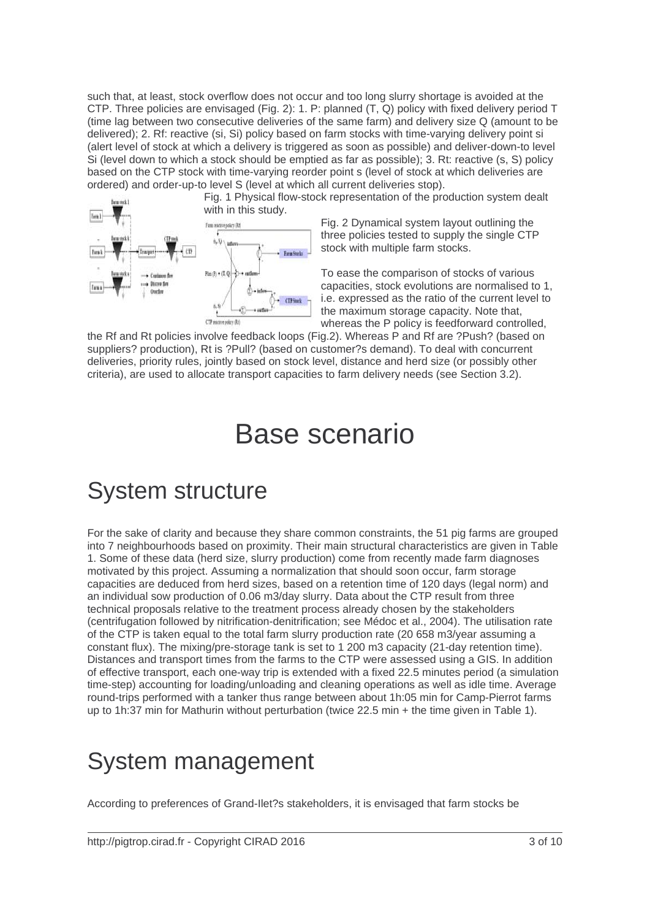such that, at least, stock overflow does not occur and too long slurry shortage is avoided at the CTP. Three policies are envisaged (Fig. 2): 1. P: planned (T, Q) policy with fixed delivery period T (time lag between two consecutive deliveries of the same farm) and delivery size Q (amount to be delivered); 2. Rf: reactive (si, Si) policy based on farm stocks with time-varying delivery point si (alert level of stock at which a delivery is triggered as soon as possible) and deliver-down-to level Si (level down to which a stock should be emptied as far as possible); 3. Rt: reactive (s, S) policy based on the CTP stock with time-varying reorder point s (level of stock at which deliveries are ordered) and order-up-to level S (level at which all current deliveries stop).

Fig. 1 Physical flow-stock representation of the production system dealt with in this study.

Fig. 2 Dynamical system layout outlining the three policies tested to supply the single CTP stock with multiple farm stocks.

To ease the comparison of stocks of various capacities, stock evolutions are normalised to 1, i.e. expressed as the ratio of the current level to the maximum storage capacity. Note that, whereas the P policy is feedforward controlled, the Rf and Rt policies involve feedback loops (Fig.2). Whereas P and Rf are ?Push? (based on suppliers? production), Rt is ?Pull? (based on customer?s demand). To deal with concurrent deliveries, priority rules, jointly based on stock level, distance and herd size (or possibly other criteria), are used to allocate transport capacities to farm delivery needs (see Section 3.2).

# Base scenario

## System structure

For the sake of clarity and because they share common constraints, the 51 pig farms are grouped into 7 neighbourhoods based on proximity. Their main structural characteristics are given in Table 1. Some of these data (herd size, slurry production) come from recently made farm diagnoses motivated by this project. Assuming a normalization that should soon occur, farm storage capacities are deduced from herd sizes, based on a retention time of 120 days (legal norm) and an individual sow production of 0.06 m3/day slurry. Data about the CTP result from three technical proposals relative to the treatment process already chosen by the stakeholders (centrifugation followed by nitrification-denitrification; see Médoc et al., 2004). The utilisation rate of the CTP is taken equal to the total farm slurry production rate (20 658 m3/year assuming a constant flux). The mixing/pre-storage tank is set to 1 200 m3 capacity (21-day retention time). Distances and transport times from the farms to the CTP were assessed using a GIS. In addition of effective transport, each one-way trip is extended with a fixed 22.5 minutes period (a simulation time-step) accounting for loading/unloading and cleaning operations as well as idle time. Average round-trips performed with a tanker thus range between about 1h:05 min for Camp-Pierrot farms up to 1h:37 min for Mathurin without perturbation (twice 22.5 min + the time given in Table 1).

## System management

According to preferences of Grand-Ilet?s stakeholders, it is envisaged that farm stocks be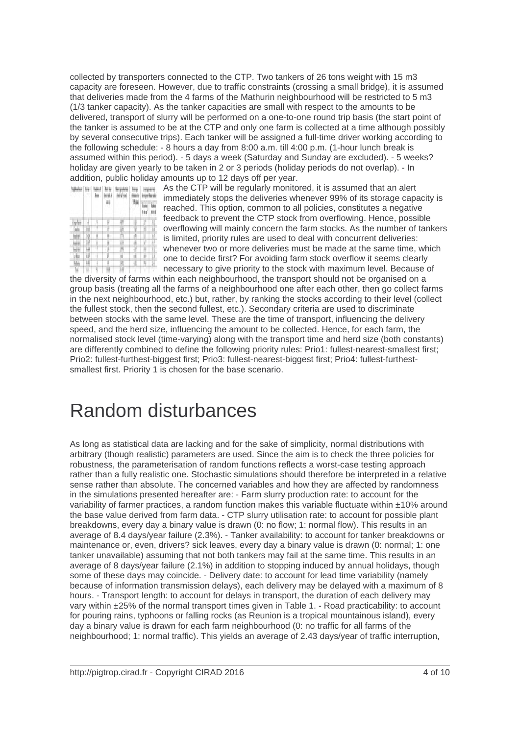collected by transporters connected to the CTP. Two tankers of 26 tons weight with 15 m3 capacity are foreseen. However, due to traffic constraints (crossing a small bridge), it is assumed that deliveries made from the 4 farms of the Mathurin neighbourhood will be restricted to 5 m3 (1/3 tanker capacity). As the tanker capacities are small with respect to the amounts to be delivered, transport of slurry will be performed on a one-to-one round trip basis (the start point of the tanker is assumed to be at the CTP and only one farm is collected at a time although possibly by several consecutive trips). Each tanker will be assigned a full-time driver working according to the following schedule: - 8 hours a day from 8:00 a.m. till 4:00 p.m. (1-hour lunch break is assumed within this period). - 5 days a week (Saturday and Sunday are excluded). - 5 weeks? holiday are given yearly to be taken in 2 or 3 periods (holiday periods do not overlap). - In addition, public holiday amounts up to 12 days off per year.

As the CTP will be regularly monitored, it is assumed that an alert immediately stops the deliveries whenever 99% of its storage capacity is reached. This option, common to all policies, constitutes a negative feedback to prevent the CTP stock from overflowing. Hence, possible overflowing will mainly concern the farm stocks. As the number of tankers is limited, priority rules are used to deal with concurrent deliveries: whenever two or more deliveries must be made at the same time, which one to decide first? For avoiding farm stock overflow it seems clearly necessary to give priority to the stock with maximum level. Because of the diversity of farms within each neighbourhood, the transport should not be organised on a group basis (treating all the farms of a neighbourhood one after each other, then go collect farms in the next neighbourhood, etc.) but, rather, by ranking the stocks according to their level (collect the fullest stock, then the second fullest, etc.). Secondary criteria are used to discriminate between stocks with the same level. These are the time of transport, influencing the delivery speed, and the herd size, influencing the amount to be collected. Hence, for each farm, the normalised stock level (time-varying) along with the transport time and herd size (both constants) are differently combined to define the following priority rules: Prio1: fullest-nearest-smallest first; Prio2: fullest-furthest-biggest first; Prio3: fullest-nearest-biggest first; Prio4: fullest-furthest-smallest first. Priority 1 is chosen for the base scenario.

# Random disturbances

As long as statistical data are lacking and for the sake of simplicity, normal distributions with arbitrary (though realistic) parameters are used. Since the aim is to check the three policies for robustness, the parameterisation of random functions reflects a worst-case testing approach rather than a fully realistic one. Stochastic simulations should therefore be interpreted in a relative sense rather than absolute. The concerned variables and how they are affected by randomness in the simulations presented hereafter are: - Farm slurry production rate: to account for the variability of farmer practices, a random function makes this variable fluctuate within ±10% around the base value derived from farm data. - CTP slurry utilisation rate: to account for possible plant breakdowns, every day a binary value is drawn (0: no flow; 1: normal flow). This results in an average of 8.4 days/year failure (2.3%). - Tanker availability: to account for tanker breakdowns or maintenance or, even, drivers? sick leaves, every day a binary value is drawn (0: normal; 1: one tanker unavailable) assuming that not both tankers may fail at the same time. This results in an average of 8 days/year failure (2.1%) in addition to stopping induced by annual holidays, though some of these days may coincide. - Delivery date: to account for lead time variability (namely because of information transmission delays), each delivery may be delayed with a maximum of 8 hours. - Transport length: to account for delays in transport, the duration of each delivery may vary within ±25% of the normal transport times given in Table 1. - Road practicability: to account for pouring rains, typhoons or falling rocks (as Reunion is a tropical mountainous island), every day a binary value is drawn for each farm neighbourhood (0: no traffic for all farms of the neighbourhood; 1: normal traffic). This yields an average of 2.43 days/year of traffic interruption,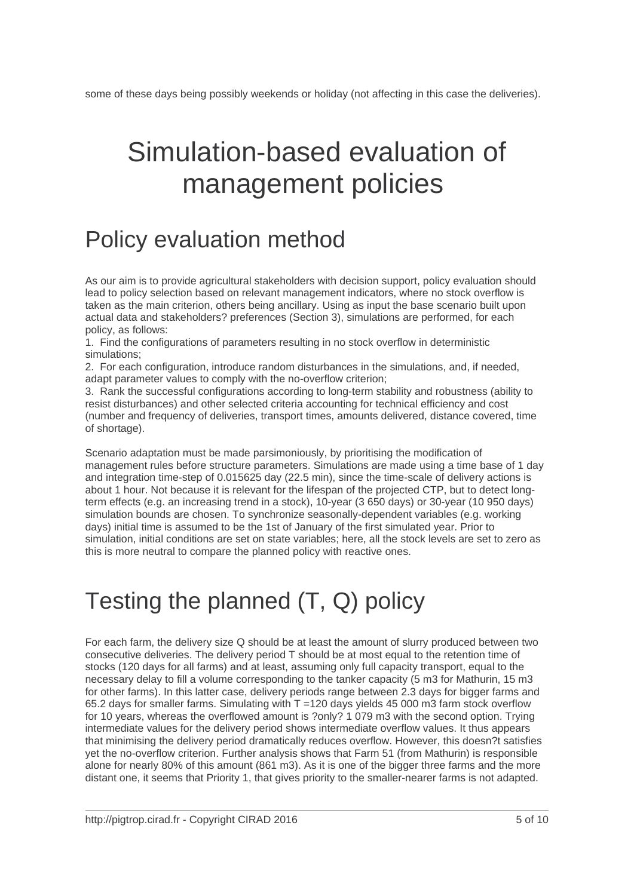some of these days being possibly weekends or holiday (not affecting in this case the deliveries).

# Simulation-based evaluation of management policies

## Policy evaluation method

As our aim is to provide agricultural stakeholders with decision support, policy evaluation should lead to policy selection based on relevant management indicators, where no stock overflow is taken as the main criterion, others being ancillary. Using as input the base scenario built upon actual data and stakeholders? preferences (Section 3), simulations are performed, for each policy, as follows:

1. Find the configurations of parameters resulting in no stock overflow in deterministic simulations;
2. For each configuration, introduce random disturbances in the simulations, and, if needed, adapt parameter values to comply with the no-overflow criterion;
3. Rank the successful configurations according to long-term stability and robustness (ability to resist disturbances) and other selected criteria accounting for technical efficiency and cost (number and frequency of deliveries, transport times, amounts delivered, distance covered, time of shortage).

Scenario adaptation must be made parsimoniously, by prioritising the modification of management rules before structure parameters. Simulations are made using a time base of 1 day and integration time-step of 0.015625 day (22.5 min), since the time-scale of delivery actions is about 1 hour. Not because it is relevant for the lifespan of the projected CTP, but to detect long-term effects (e.g. an increasing trend in a stock), 10-year (3 650 days) or 30-year (10 950 days) simulation bounds are chosen. To synchronize seasonally-dependent variables (e.g. working days) initial time is assumed to be the 1st of January of the first simulated year. Prior to simulation, initial conditions are set on state variables; here, all the stock levels are set to zero as this is more neutral to compare the planned policy with reactive ones.

## Testing the planned (T, Q) policy

For each farm, the delivery size Q should be at least the amount of slurry produced between two consecutive deliveries. The delivery period T should be at most equal to the retention time of stocks (120 days for all farms) and at least, assuming only full capacity transport, equal to the necessary delay to fill a volume corresponding to the tanker capacity (5 m3 for Mathurin, 15 m3 for other farms). In this latter case, delivery periods range between 2.3 days for bigger farms and 65.2 days for smaller farms. Simulating with T =120 days yields 45 000 m3 farm stock overflow for 10 years, whereas the overflowed amount is ?only? 1 079 m3 with the second option. Trying intermediate values for the delivery period shows intermediate overflow values. It thus appears that minimising the delivery period dramatically reduces overflow. However, this doesn?t satisfies yet the no-overflow criterion. Further analysis shows that Farm 51 (from Mathurin) is responsible alone for nearly 80% of this amount (861 m3). As it is one of the bigger three farms and the more distant one, it seems that Priority 1, that gives priority to the smaller-nearer farms is not adapted.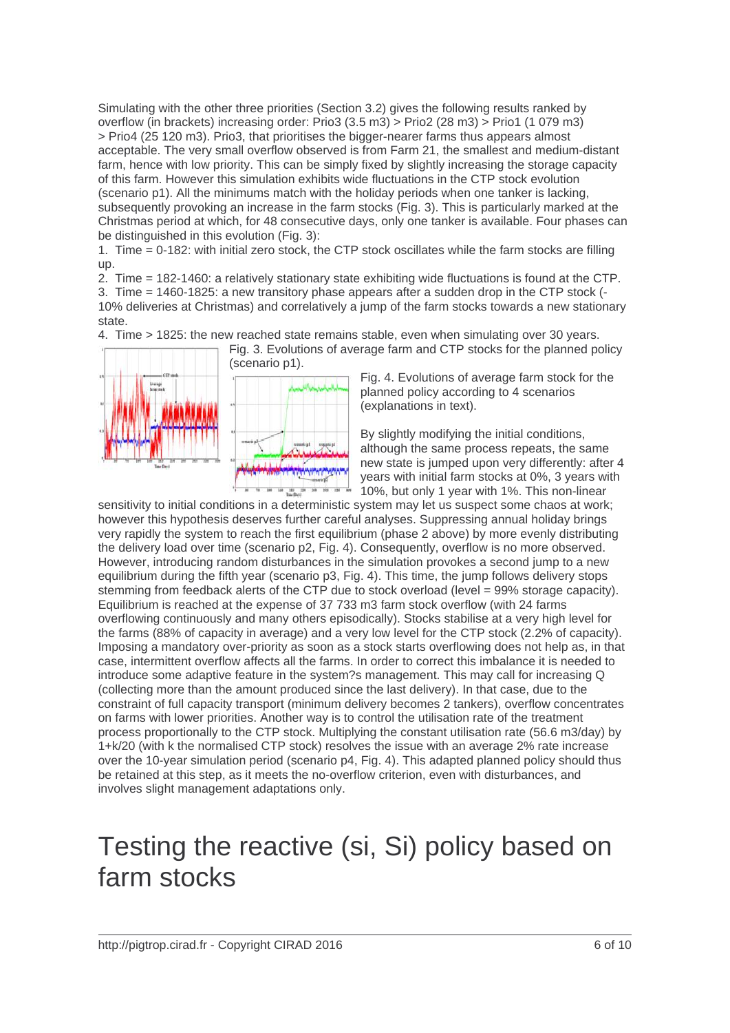Simulating with the other three priorities (Section 3.2) gives the following results ranked by overflow (in brackets) increasing order: Prio3 (3.5 m3) > Prio2 (28 m3) > Prio1 (1 079 m3) > Prio4 (25 120 m3). Prio3, that prioritises the bigger-nearer farms thus appears almost acceptable. The very small overflow observed is from Farm 21, the smallest and medium-distant farm, hence with low priority. This can be simply fixed by slightly increasing the storage capacity of this farm. However this simulation exhibits wide fluctuations in the CTP stock evolution (scenario p1). All the minimums match with the holiday periods when one tanker is lacking, subsequently provoking an increase in the farm stocks (Fig. 3). This is particularly marked at the Christmas period at which, for 48 consecutive days, only one tanker is available. Four phases can be distinguished in this evolution (Fig. 3):

1. Time = 0-182: with initial zero stock, the CTP stock oscillates while the farm stocks are filling up.
2. Time = 182-1460: a relatively stationary state exhibiting wide fluctuations is found at the CTP.
3. Time = 1460-1825: a new transitory phase appears after a sudden drop in the CTP stock (-10% deliveries at Christmas) and correlatively a jump of the farm stocks towards a new stationary state.
4. Time > 1825: the new reached state remains stable, even when simulating over 30 years.

Fig. 3. Evolutions of average farm and CTP stocks for the planned policy (scenario p1).

Fig. 4. Evolutions of average farm stock for the planned policy according to 4 scenarios (explanations in text).

By slightly modifying the initial conditions, although the same process repeats, the same new state is jumped upon very differently: after 4 years with initial farm stocks at 0%, 3 years with 10%, but only 1 year with 1%. This non-linear sensitivity to initial conditions in a deterministic system may let us suspect some chaos at work; however this hypothesis deserves further careful analyses. Suppressing annual holiday brings very rapidly the system to reach the first equilibrium (phase 2 above) by more evenly distributing the delivery load over time (scenario p2, Fig. 4). Consequently, overflow is no more observed. However, introducing random disturbances in the simulation provokes a second jump to a new equilibrium during the fifth year (scenario p3, Fig. 4). This time, the jump follows delivery stops stemming from feedback alerts of the CTP due to stock overload (level = 99% storage capacity). Equilibrium is reached at the expense of 37 733 m3 farm stock overflow (with 24 farms overflowing continuously and many others episodically). Stocks stabilise at a very high level for the farms (88% of capacity in average) and a very low level for the CTP stock (2.2% of capacity). Imposing a mandatory over-priority as soon as a stock starts overflowing does not help as, in that case, intermittent overflow affects all the farms. In order to correct this imbalance it is needed to introduce some adaptive feature in the system?s management. This may call for increasing Q (collecting more than the amount produced since the last delivery). In that case, due to the constraint of full capacity transport (minimum delivery becomes 2 tankers), overflow concentrates on farms with lower priorities. Another way is to control the utilisation rate of the treatment process proportionally to the CTP stock. Multiplying the constant utilisation rate (56.6 m3/day) by 1+k/20 (with k the normalised CTP stock) resolves the issue with an average 2% rate increase over the 10-year simulation period (scenario p4, Fig. 4). This adapted planned policy should thus be retained at this step, as it meets the no-overflow criterion, even with disturbances, and involves slight management adaptations only.

# Testing the reactive (si, Si) policy based on farm stocks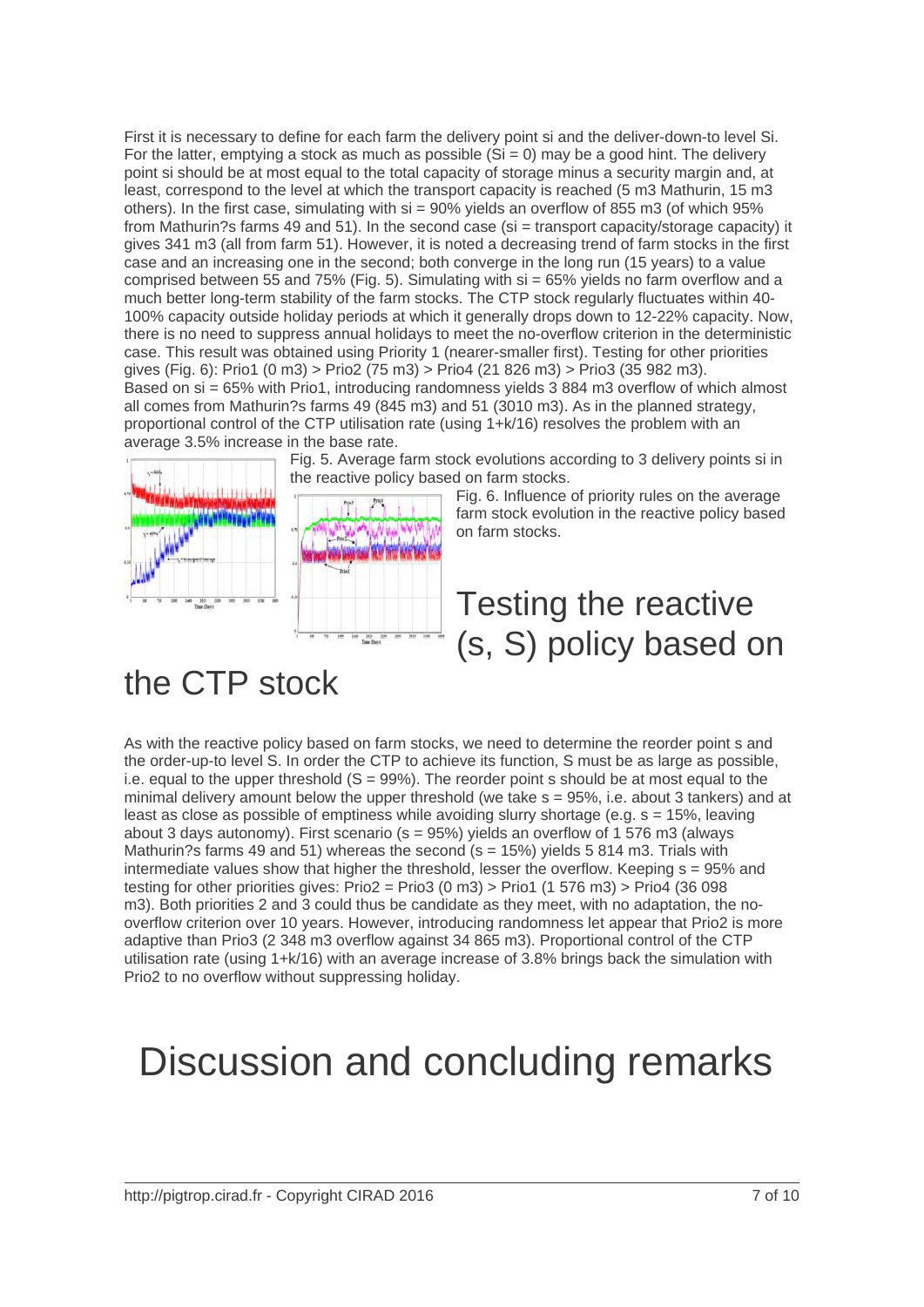First it is necessary to define for each farm the delivery point si and the deliver-down-to level Si. For the latter, emptying a stock as much as possible (Si = 0) may be a good hint. The delivery point si should be at most equal to the total capacity of storage minus a security margin and, at least, correspond to the level at which the transport capacity is reached (5 m3 Mathurin, 15 m3 others). In the first case, simulating with si = 90% yields an overflow of 855 m3 (of which 95% from Mathurin?s farms 49 and 51). In the second case (si = transport capacity/storage capacity) it gives 341 m3 (all from farm 51). However, it is noted a decreasing trend of farm stocks in the first case and an increasing one in the second; both converge in the long run (15 years) to a value comprised between 55 and 75% (Fig. 5). Simulating with si = 65% yields no farm overflow and a much better long-term stability of the farm stocks. The CTP stock regularly fluctuates within 40-100% capacity outside holiday periods at which it generally drops down to 12-22% capacity. Now, there is no need to suppress annual holidays to meet the no-overflow criterion in the deterministic case. This result was obtained using Priority 1 (nearer-smaller first). Testing for other priorities gives (Fig. 6): Prio1 (0 m3) > Prio2 (75 m3) > Prio4 (21 826 m3) > Prio3 (35 982 m3). Based on si = 65% with Prio1, introducing randomness yields 3 884 m3 overflow of which almost all comes from Mathurin?s farms 49 (845 m3) and 51 (3010 m3). As in the planned strategy, proportional control of the CTP utilisation rate (using 1+k/16) resolves the problem with an average 3.5% increase in the base rate.

Fig. 5. Average farm stock evolutions according to 3 delivery points si in the reactive policy based on farm stocks.

Fig. 6. Influence of priority rules on the average farm stock evolution in the reactive policy based on farm stocks.

# Testing the reactive (s, S) policy based on the CTP stock

As with the reactive policy based on farm stocks, we need to determine the reorder point s and the order-up-to level S. In order the CTP to achieve its function, S must be as large as possible, i.e. equal to the upper threshold (S = 99%). The reorder point s should be at most equal to the minimal delivery amount below the upper threshold (we take s = 95%, i.e. about 3 tankers) and at least as close as possible of emptiness while avoiding slurry shortage (e.g. s = 15%, leaving about 3 days autonomy). First scenario (s = 95%) yields an overflow of 1 576 m3 (always Mathurin?s farms 49 and 51) whereas the second (s = 15%) yields 5 814 m3. Trials with intermediate values show that higher the threshold, lesser the overflow. Keeping s = 95% and testing for other priorities gives: Prio2 = Prio3 (0 m3) > Prio1 (1 576 m3) > Prio4 (36 098 m3). Both priorities 2 and 3 could thus be candidate as they meet, with no adaptation, the no-overflow criterion over 10 years. However, introducing randomness let appear that Prio2 is more adaptive than Prio3 (2 348 m3 overflow against 34 865 m3). Proportional control of the CTP utilisation rate (using 1+k/16) with an average increase of 3.8% brings back the simulation with Prio2 to no overflow without suppressing holiday.

# Discussion and concluding remarks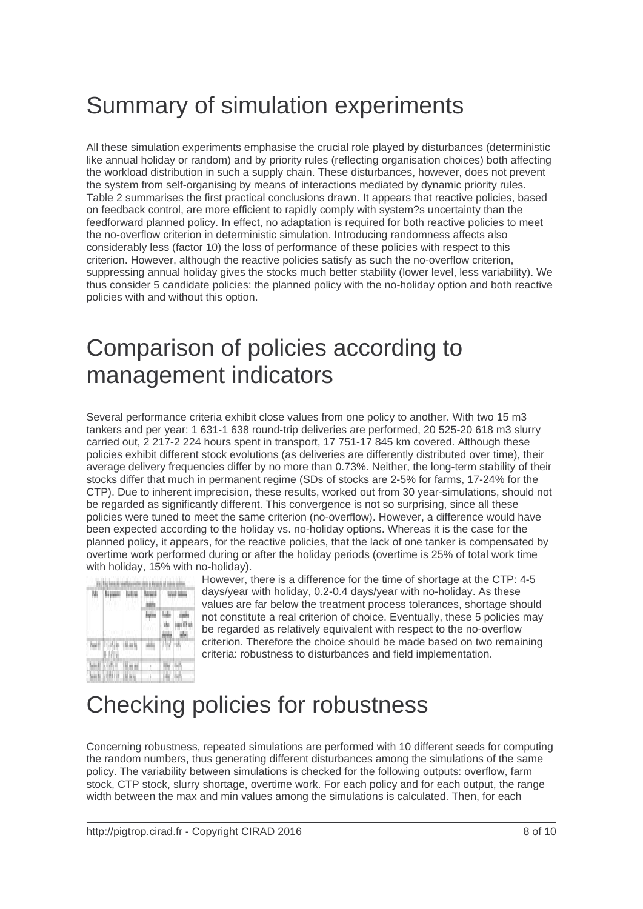# Summary of simulation experiments

All these simulation experiments emphasise the crucial role played by disturbances (deterministic like annual holiday or random) and by priority rules (reflecting organisation choices) both affecting the workload distribution in such a supply chain. These disturbances, however, does not prevent the system from self-organising by means of interactions mediated by dynamic priority rules. Table 2 summarises the first practical conclusions drawn. It appears that reactive policies, based on feedback control, are more efficient to rapidly comply with system?s uncertainty than the feedforward planned policy. In effect, no adaptation is required for both reactive policies to meet the no-overflow criterion in deterministic simulation. Introducing randomness affects also considerably less (factor 10) the loss of performance of these policies with respect to this criterion. However, although the reactive policies satisfy as such the no-overflow criterion, suppressing annual holiday gives the stocks much better stability (lower level, less variability). We thus consider 5 candidate policies: the planned policy with the no-holiday option and both reactive policies with and without this option.

# Comparison of policies according to management indicators

Several performance criteria exhibit close values from one policy to another. With two 15 m3 tankers and per year: 1 631-1 638 round-trip deliveries are performed, 20 525-20 618 m3 slurry carried out, 2 217-2 224 hours spent in transport, 17 751-17 845 km covered. Although these policies exhibit different stock evolutions (as deliveries are differently distributed over time), their average delivery frequencies differ by no more than 0.73%. Neither, the long-term stability of their stocks differ that much in permanent regime (SDs of stocks are 2-5% for farms, 17-24% for the CTP). Due to inherent imprecision, these results, worked out from 30 year-simulations, should not be regarded as significantly different. This convergence is not so surprising, since all these policies were tuned to meet the same criterion (no-overflow). However, a difference would have been expected according to the holiday vs. no-holiday options. Whereas it is the case for the planned policy, it appears, for the reactive policies, that the lack of one tanker is compensated by overtime work performed during or after the holiday periods (overtime is 25% of total work time with holiday, 15% with no-holiday).

However, there is a difference for the time of shortage at the CTP: 4-5 days/year with holiday, 0.2-0.4 days/year with no-holiday. As these values are far below the treatment process tolerances, shortage should not constitute a real criterion of choice. Eventually, these 5 policies may be regarded as relatively equivalent with respect to the no-overflow criterion. Therefore the choice should be made based on two remaining criteria: robustness to disturbances and field implementation.

# Checking policies for robustness

Concerning robustness, repeated simulations are performed with 10 different seeds for computing the random numbers, thus generating different disturbances among the simulations of the same policy. The variability between simulations is checked for the following outputs: overflow, farm stock, CTP stock, slurry shortage, overtime work. For each policy and for each output, the range width between the max and min values among the simulations is calculated. Then, for each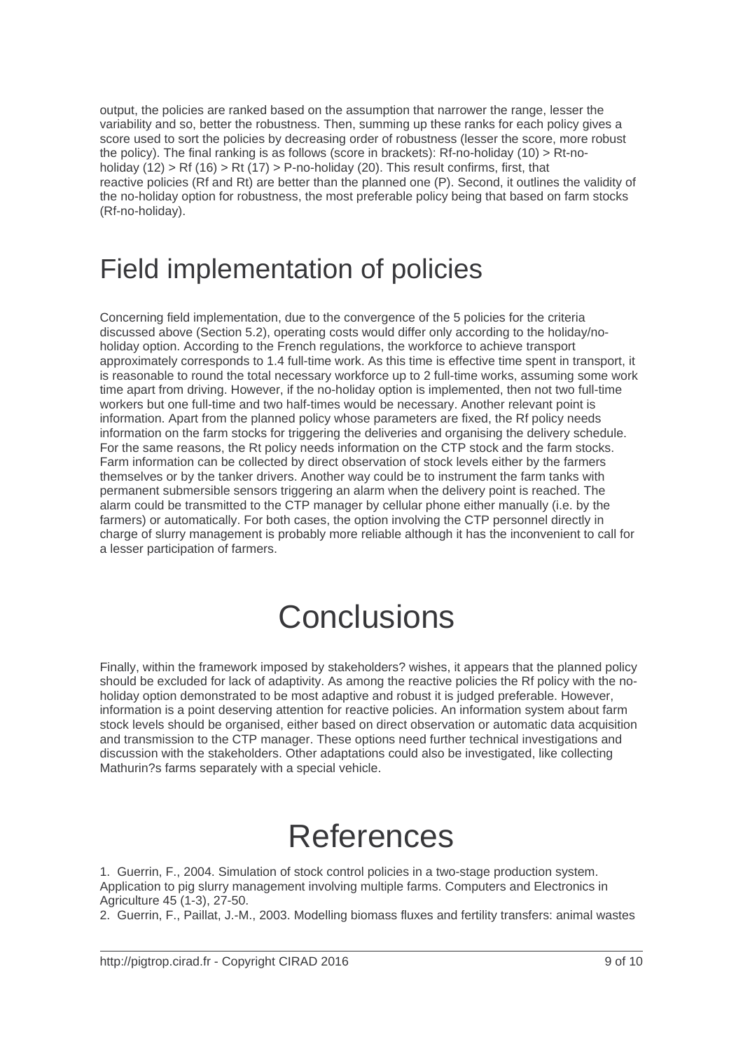output, the policies are ranked based on the assumption that narrower the range, lesser the variability and so, better the robustness. Then, summing up these ranks for each policy gives a score used to sort the policies by decreasing order of robustness (lesser the score, more robust the policy). The final ranking is as follows (score in brackets): Rf-no-holiday (10) > Rt-no-holiday (12) > Rf (16) > Rt (17) > P-no-holiday (20). This result confirms, first, that reactive policies (Rf and Rt) are better than the planned one (P). Second, it outlines the validity of the no-holiday option for robustness, the most preferable policy being that based on farm stocks (Rf-no-holiday).

# Field implementation of policies

Concerning field implementation, due to the convergence of the 5 policies for the criteria discussed above (Section 5.2), operating costs would differ only according to the holiday/no-holiday option. According to the French regulations, the workforce to achieve transport approximately corresponds to 1.4 full-time work. As this time is effective time spent in transport, it is reasonable to round the total necessary workforce up to 2 full-time works, assuming some work time apart from driving. However, if the no-holiday option is implemented, then not two full-time workers but one full-time and two half-times would be necessary. Another relevant point is information. Apart from the planned policy whose parameters are fixed, the Rf policy needs information on the farm stocks for triggering the deliveries and organising the delivery schedule. For the same reasons, the Rt policy needs information on the CTP stock and the farm stocks. Farm information can be collected by direct observation of stock levels either by the farmers themselves or by the tanker drivers. Another way could be to instrument the farm tanks with permanent submersible sensors triggering an alarm when the delivery point is reached. The alarm could be transmitted to the CTP manager by cellular phone either manually (i.e. by the farmers) or automatically. For both cases, the option involving the CTP personnel directly in charge of slurry management is probably more reliable although it has the inconvenient to call for a lesser participation of farmers.

# Conclusions

Finally, within the framework imposed by stakeholders? wishes, it appears that the planned policy should be excluded for lack of adaptivity. As among the reactive policies the Rf policy with the no-holiday option demonstrated to be most adaptive and robust it is judged preferable. However, information is a point deserving attention for reactive policies. An information system about farm stock levels should be organised, either based on direct observation or automatic data acquisition and transmission to the CTP manager. These options need further technical investigations and discussion with the stakeholders. Other adaptations could also be investigated, like collecting Mathurin?s farms separately with a special vehicle.

# References

1. Guerrin, F., 2004. Simulation of stock control policies in a two-stage production system. Application to pig slurry management involving multiple farms. Computers and Electronics in Agriculture 45 (1-3), 27-50.
2. Guerrin, F., Paillat, J.-M., 2003. Modelling biomass fluxes and fertility transfers: animal wastes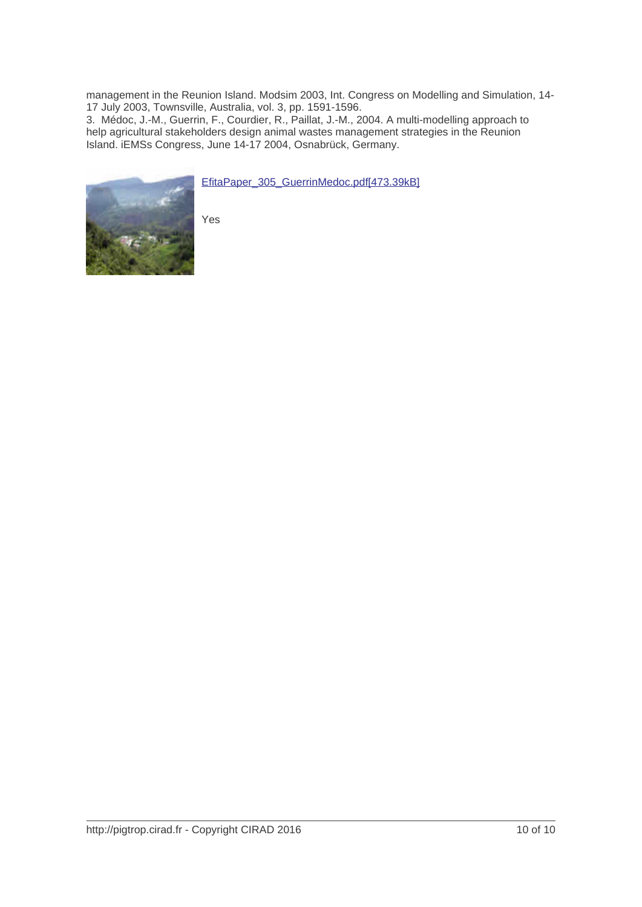management in the Reunion Island. Modsim 2003, Int. Congress on Modelling and Simulation, 14-17 July 2003, Townsville, Australia, vol. 3, pp. 1591-1596.

3. Médoc, J.-M., Guerrin, F., Courdier, R., Paillat, J.-M., 2004. A multi-modelling approach to help agricultural stakeholders design animal wastes management strategies in the Reunion Island. iEMSs Congress, June 14-17 2004, Osnabrück, Germany.

EfitaPaper_305_GuerrinMedoc.pdf[473.39kB]

Yes